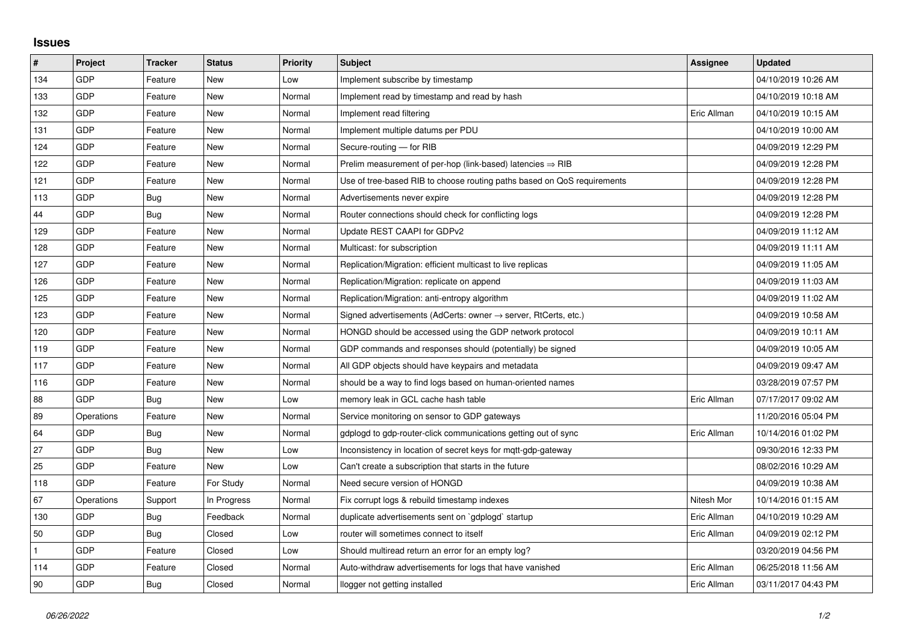## Issues

| # | Project | Tracker | Status | Priority | Subject | Assignee | Updated |
|---|---|---|---|---|---|---|---|
| 134 | GDP | Feature | New | Low | Implement subscribe by timestamp | | 04/10/2019 10:26 AM |
| 133 | GDP | Feature | New | Normal | Implement read by timestamp and read by hash | | 04/10/2019 10:18 AM |
| 132 | GDP | Feature | New | Normal | Implement read filtering | Eric Allman | 04/10/2019 10:15 AM |
| 131 | GDP | Feature | New | Normal | Implement multiple datums per PDU | | 04/10/2019 10:00 AM |
| 124 | GDP | Feature | New | Normal | Secure-routing — for RIB | | 04/09/2019 12:29 PM |
| 122 | GDP | Feature | New | Normal | Prelim measurement of per-hop (link-based) latencies ⇒ RIB | | 04/09/2019 12:28 PM |
| 121 | GDP | Feature | New | Normal | Use of tree-based RIB to choose routing paths based on QoS requirements | | 04/09/2019 12:28 PM |
| 113 | GDP | Bug | New | Normal | Advertisements never expire | | 04/09/2019 12:28 PM |
| 44 | GDP | Bug | New | Normal | Router connections should check for conflicting logs | | 04/09/2019 12:28 PM |
| 129 | GDP | Feature | New | Normal | Update REST CAAPI for GDPv2 | | 04/09/2019 11:12 AM |
| 128 | GDP | Feature | New | Normal | Multicast: for subscription | | 04/09/2019 11:11 AM |
| 127 | GDP | Feature | New | Normal | Replication/Migration: efficient multicast to live replicas | | 04/09/2019 11:05 AM |
| 126 | GDP | Feature | New | Normal | Replication/Migration: replicate on append | | 04/09/2019 11:03 AM |
| 125 | GDP | Feature | New | Normal | Replication/Migration: anti-entropy algorithm | | 04/09/2019 11:02 AM |
| 123 | GDP | Feature | New | Normal | Signed advertisements (AdCerts: owner → server, RtCerts, etc.) | | 04/09/2019 10:58 AM |
| 120 | GDP | Feature | New | Normal | HONGD should be accessed using the GDP network protocol | | 04/09/2019 10:11 AM |
| 119 | GDP | Feature | New | Normal | GDP commands and responses should (potentially) be signed | | 04/09/2019 10:05 AM |
| 117 | GDP | Feature | New | Normal | All GDP objects should have keypairs and metadata | | 04/09/2019 09:47 AM |
| 116 | GDP | Feature | New | Normal | should be a way to find logs based on human-oriented names | | 03/28/2019 07:57 PM |
| 88 | GDP | Bug | New | Low | memory leak in GCL cache hash table | Eric Allman | 07/17/2017 09:02 AM |
| 89 | Operations | Feature | New | Normal | Service monitoring on sensor to GDP gateways | | 11/20/2016 05:04 PM |
| 64 | GDP | Bug | New | Normal | gdplogd to gdp-router-click communications getting out of sync | Eric Allman | 10/14/2016 01:02 PM |
| 27 | GDP | Bug | New | Low | Inconsistency in location of secret keys for mqtt-gdp-gateway | | 09/30/2016 12:33 PM |
| 25 | GDP | Feature | New | Low | Can't create a subscription that starts in the future | | 08/02/2016 10:29 AM |
| 118 | GDP | Feature | For Study | Normal | Need secure version of HONGD | | 04/09/2019 10:38 AM |
| 67 | Operations | Support | In Progress | Normal | Fix corrupt logs & rebuild timestamp indexes | Nitesh Mor | 10/14/2016 01:15 AM |
| 130 | GDP | Bug | Feedback | Normal | duplicate advertisements sent on `gdplogd` startup | Eric Allman | 04/10/2019 10:29 AM |
| 50 | GDP | Bug | Closed | Low | router will sometimes connect to itself | Eric Allman | 04/09/2019 02:12 PM |
| 1 | GDP | Feature | Closed | Low | Should multiread return an error for an empty log? | | 03/20/2019 04:56 PM |
| 114 | GDP | Feature | Closed | Normal | Auto-withdraw advertisements for logs that have vanished | Eric Allman | 06/25/2018 11:56 AM |
| 90 | GDP | Bug | Closed | Normal | llogger not getting installed | Eric Allman | 03/11/2017 04:43 PM |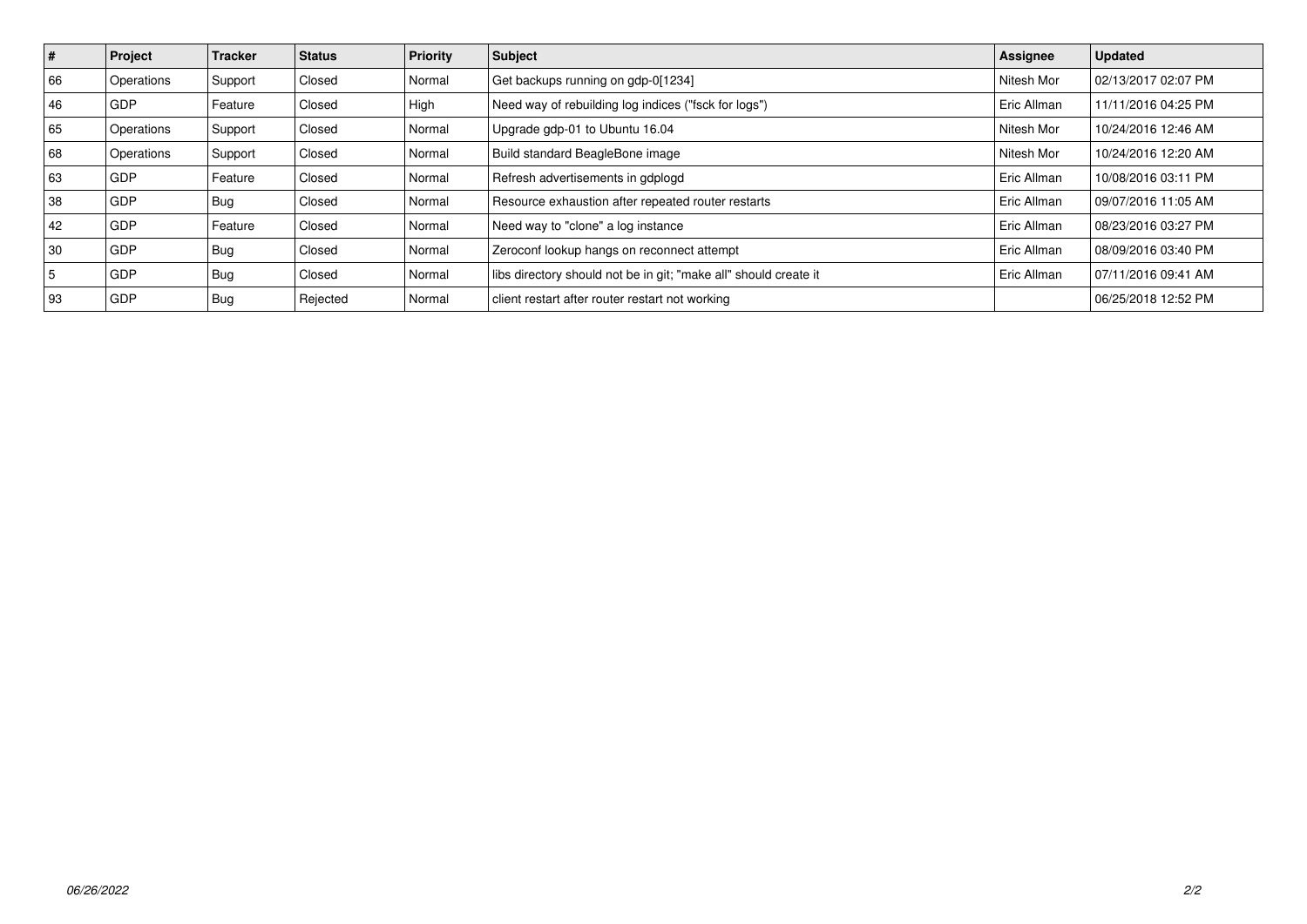| # | Project | Tracker | Status | Priority | Subject | Assignee | Updated |
|---|---|---|---|---|---|---|---|
| 66 | Operations | Support | Closed | Normal | Get backups running on gdp-0[1234] | Nitesh Mor | 02/13/2017 02:07 PM |
| 46 | GDP | Feature | Closed | High | Need way of rebuilding log indices ("fsck for logs") | Eric Allman | 11/11/2016 04:25 PM |
| 65 | Operations | Support | Closed | Normal | Upgrade gdp-01 to Ubuntu 16.04 | Nitesh Mor | 10/24/2016 12:46 AM |
| 68 | Operations | Support | Closed | Normal | Build standard BeagleBone image | Nitesh Mor | 10/24/2016 12:20 AM |
| 63 | GDP | Feature | Closed | Normal | Refresh advertisements in gdplogd | Eric Allman | 10/08/2016 03:11 PM |
| 38 | GDP | Bug | Closed | Normal | Resource exhaustion after repeated router restarts | Eric Allman | 09/07/2016 11:05 AM |
| 42 | GDP | Feature | Closed | Normal | Need way to "clone" a log instance | Eric Allman | 08/23/2016 03:27 PM |
| 30 | GDP | Bug | Closed | Normal | Zeroconf lookup hangs on reconnect attempt | Eric Allman | 08/09/2016 03:40 PM |
| 5 | GDP | Bug | Closed | Normal | libs directory should not be in git; "make all" should create it | Eric Allman | 07/11/2016 09:41 AM |
| 93 | GDP | Bug | Rejected | Normal | client restart after router restart not working | | 06/25/2018 12:52 PM |